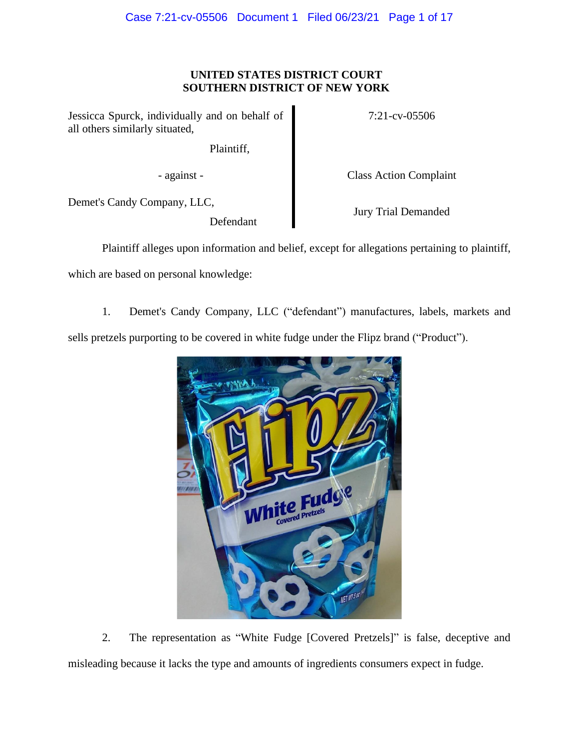# UNITED STATES DISTRICT COURT
# SOUTHERN DISTRICT OF NEW YORK

| | |
|---|---|
| Jessicca Spurck, individually and on behalf of all others similarly situated, Plaintiff, | 7:21-cv-05506 |
| - against - | Class Action Complaint |
| Demet's Candy Company, LLC, Defendant | Jury Trial Demanded |

Plaintiff alleges upon information and belief, except for allegations pertaining to plaintiff, which are based on personal knowledge:

1. Demet's Candy Company, LLC ("defendant") manufactures, labels, markets and sells pretzels purporting to be covered in white fudge under the Flipz brand ("Product").

2. The representation as "White Fudge [Covered Pretzels]" is false, deceptive and misleading because it lacks the type and amounts of ingredients consumers expect in fudge.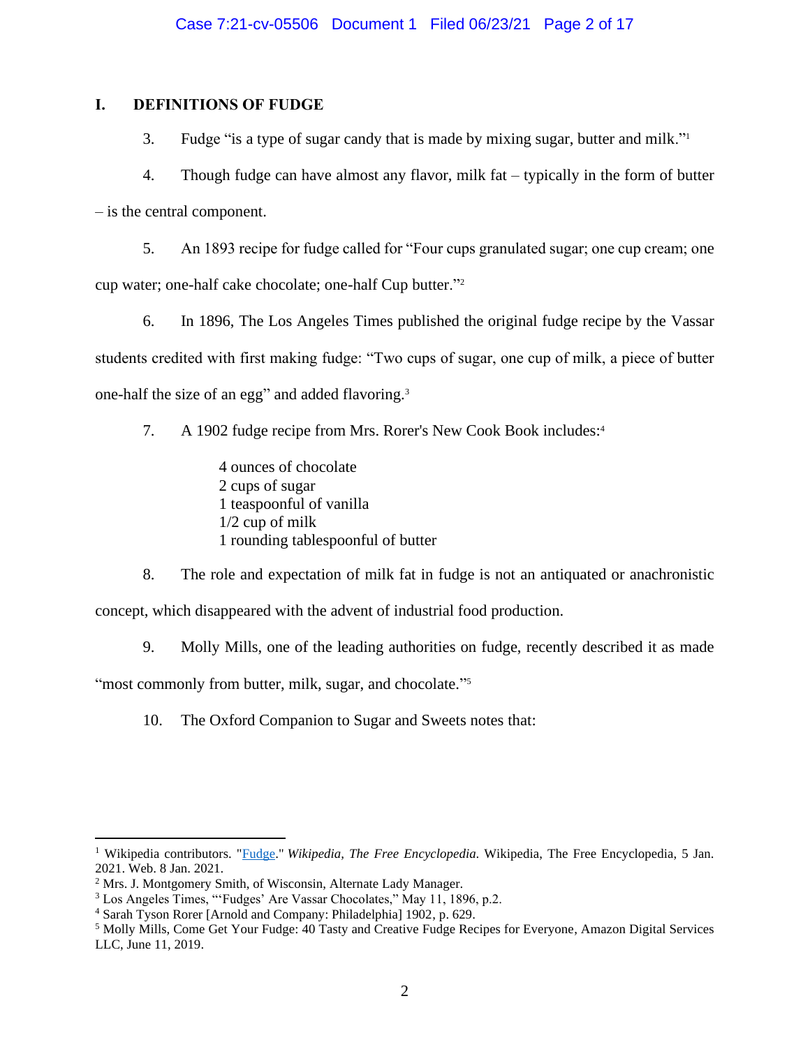## I. DEFINITIONS OF FUDGE

3. Fudge "is a type of sugar candy that is made by mixing sugar, butter and milk."[1]

4. Though fudge can have almost any flavor, milk fat – typically in the form of butter – is the central component.

5. An 1893 recipe for fudge called for "Four cups granulated sugar; one cup cream; one cup water; one-half cake chocolate; one-half Cup butter."[2]

6. In 1896, The Los Angeles Times published the original fudge recipe by the Vassar students credited with first making fudge: "Two cups of sugar, one cup of milk, a piece of butter one-half the size of an egg" and added flavoring.[3]

7. A 1902 fudge recipe from Mrs. Rorer's New Cook Book includes:[4]

> 4 ounces of chocolate
> 2 cups of sugar
> 1 teaspoonful of vanilla
> 1/2 cup of milk
> 1 rounding tablespoonful of butter

8. The role and expectation of milk fat in fudge is not an antiquated or anachronistic concept, which disappeared with the advent of industrial food production.

9. Molly Mills, one of the leading authorities on fudge, recently described it as made "most commonly from butter, milk, sugar, and chocolate."[5]

10. The Oxford Companion to Sugar and Sweets notes that:

---

[1] Wikipedia contributors. "Fudge." *Wikipedia, The Free Encyclopedia*. Wikipedia, The Free Encyclopedia, 5 Jan. 2021. Web. 8 Jan. 2021.

[2] Mrs. J. Montgomery Smith, of Wisconsin, Alternate Lady Manager.

[3] Los Angeles Times, "'Fudges' Are Vassar Chocolates," May 11, 1896, p.2.

[4] Sarah Tyson Rorer [Arnold and Company: Philadelphia] 1902, p. 629.

[5] Molly Mills, Come Get Your Fudge: 40 Tasty and Creative Fudge Recipes for Everyone, Amazon Digital Services LLC, June 11, 2019.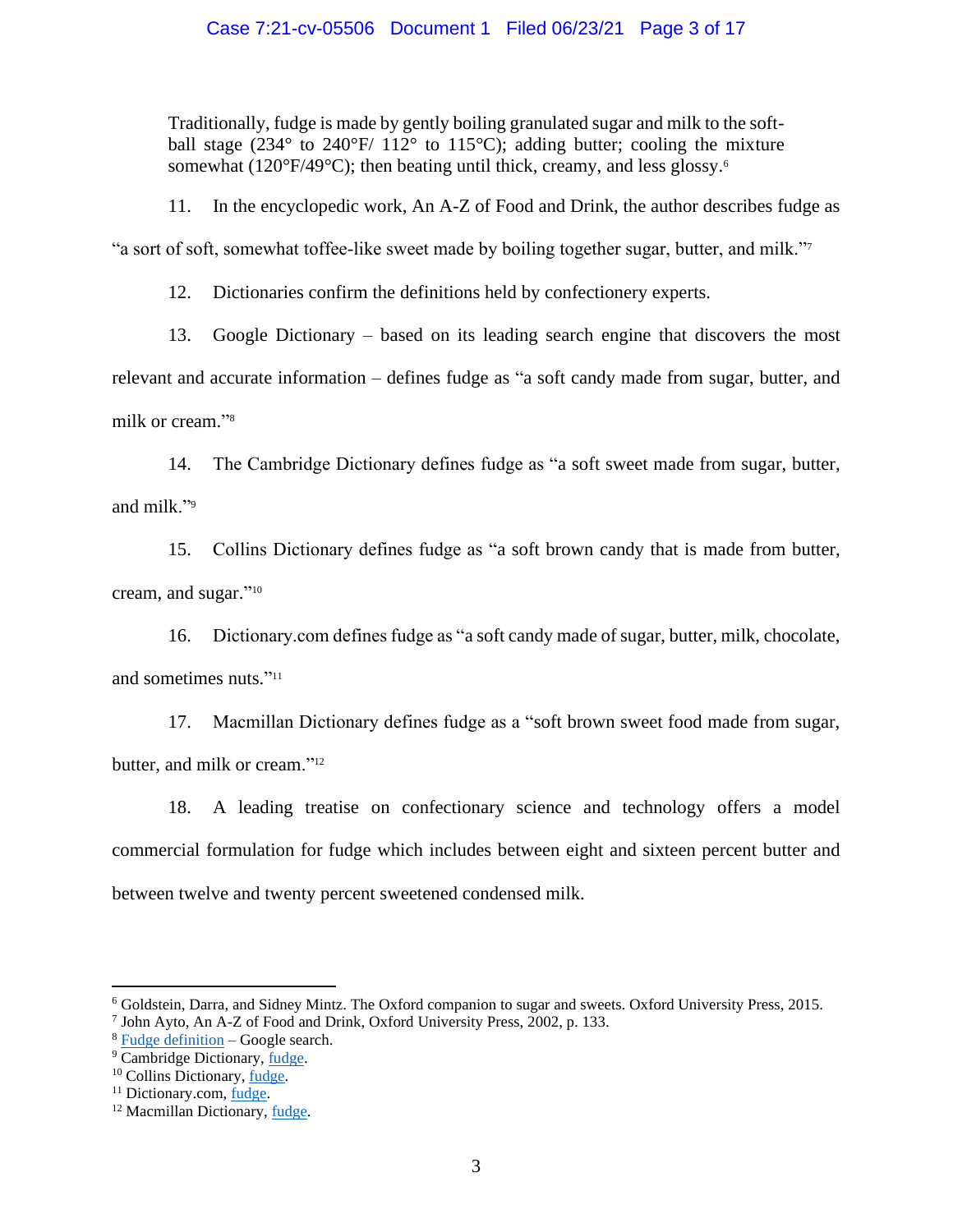> Traditionally, fudge is made by gently boiling granulated sugar and milk to the soft-ball stage (234° to 240°F/ 112° to 115°C); adding butter; cooling the mixture somewhat (120°F/49°C); then beating until thick, creamy, and less glossy.[6]

11. In the encyclopedic work, An A-Z of Food and Drink, the author describes fudge as "a sort of soft, somewhat toffee-like sweet made by boiling together sugar, butter, and milk."[7]

12. Dictionaries confirm the definitions held by confectionery experts.

13. Google Dictionary – based on its leading search engine that discovers the most relevant and accurate information – defines fudge as "a soft candy made from sugar, butter, and milk or cream."[8]

14. The Cambridge Dictionary defines fudge as "a soft sweet made from sugar, butter, and milk."[9]

15. Collins Dictionary defines fudge as "a soft brown candy that is made from butter, cream, and sugar."[10]

16. Dictionary.com defines fudge as "a soft candy made of sugar, butter, milk, chocolate, and sometimes nuts."[11]

17. Macmillan Dictionary defines fudge as a "soft brown sweet food made from sugar, butter, and milk or cream."[12]

18. A leading treatise on confectionary science and technology offers a model commercial formulation for fudge which includes between eight and sixteen percent butter and between twelve and twenty percent sweetened condensed milk.

---

[6] Goldstein, Darra, and Sidney Mintz. The Oxford companion to sugar and sweets. Oxford University Press, 2015.

[7] John Ayto, An A-Z of Food and Drink, Oxford University Press, 2002, p. 133.

[8] Fudge definition – Google search.

[9] Cambridge Dictionary, fudge.

[10] Collins Dictionary, fudge.

[11] Dictionary.com, fudge.

[12] Macmillan Dictionary, fudge.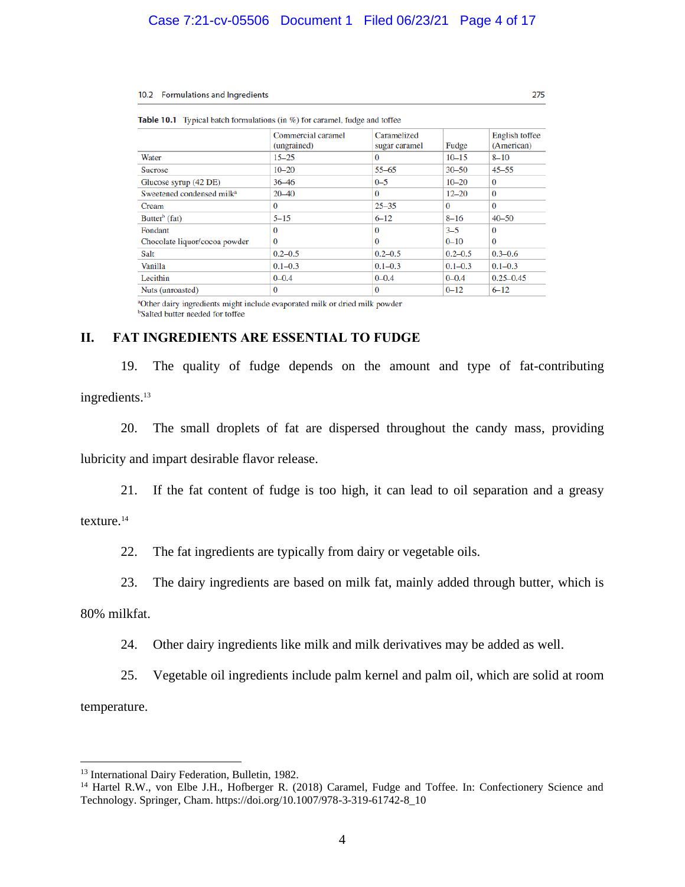10.2 Formulations and Ingredients 275

**Table 10.1** Typical batch formulations (in %) for caramel, fudge and toffee

| | Commercial caramel (ungrained) | Caramelized sugar caramel | Fudge | English toffee (American) |
|---|---|---|---|---|
| Water | 15–25 | 0 | 10–15 | 8–10 |
| Sucrose | 10–20 | 55–65 | 30–50 | 45–55 |
| Glucose syrup (42 DE) | 36–46 | 0–5 | 10–20 | 0 |
| Sweetened condensed milk[a] | 20–40 | 0 | 12–20 | 0 |
| Cream | 0 | 25–35 | 0 | 0 |
| Butter[b] (fat) | 5–15 | 6–12 | 8–16 | 40–50 |
| Fondant | 0 | 0 | 3–5 | 0 |
| Chocolate liquor/cocoa powder | 0 | 0 | 0–10 | 0 |
| Salt | 0.2–0.5 | 0.2–0.5 | 0.2–0.5 | 0.3–0.6 |
| Vanilla | 0.1–0.3 | 0.1–0.3 | 0.1–0.3 | 0.1–0.3 |
| Lecithin | 0–0.4 | 0–0.4 | 0–0.4 | 0.25–0.45 |
| Nuts (unroasted) | 0 | 0 | 0–12 | 6–12 |

[a]Other dairy ingredients might include evaporated milk or dried milk powder
[b]Salted butter needed for toffee

## II. FAT INGREDIENTS ARE ESSENTIAL TO FUDGE

19. The quality of fudge depends on the amount and type of fat-contributing ingredients.[13]

20. The small droplets of fat are dispersed throughout the candy mass, providing lubricity and impart desirable flavor release.

21. If the fat content of fudge is too high, it can lead to oil separation and a greasy texture.[14]

22. The fat ingredients are typically from dairy or vegetable oils.

23. The dairy ingredients are based on milk fat, mainly added through butter, which is 80% milkfat.

24. Other dairy ingredients like milk and milk derivatives may be added as well.

25. Vegetable oil ingredients include palm kernel and palm oil, which are solid at room temperature.

---

[13] International Dairy Federation, Bulletin, 1982.

[14] Hartel R.W., von Elbe J.H., Hofberger R. (2018) Caramel, Fudge and Toffee. In: Confectionery Science and Technology. Springer, Cham. https://doi.org/10.1007/978-3-319-61742-8_10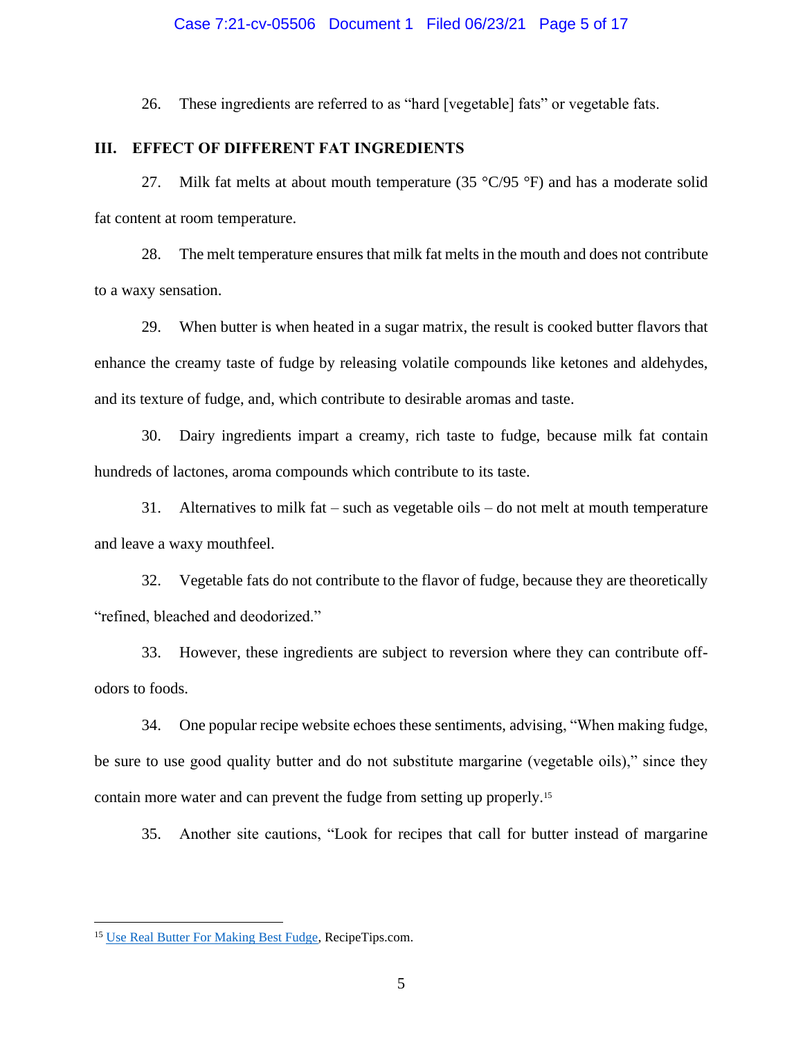26. These ingredients are referred to as "hard [vegetable] fats" or vegetable fats.

## III. EFFECT OF DIFFERENT FAT INGREDIENTS

27. Milk fat melts at about mouth temperature (35 °C/95 °F) and has a moderate solid fat content at room temperature.

28. The melt temperature ensures that milk fat melts in the mouth and does not contribute to a waxy sensation.

29. When butter is when heated in a sugar matrix, the result is cooked butter flavors that enhance the creamy taste of fudge by releasing volatile compounds like ketones and aldehydes, and its texture of fudge, and, which contribute to desirable aromas and taste.

30. Dairy ingredients impart a creamy, rich taste to fudge, because milk fat contain hundreds of lactones, aroma compounds which contribute to its taste.

31. Alternatives to milk fat – such as vegetable oils – do not melt at mouth temperature and leave a waxy mouthfeel.

32. Vegetable fats do not contribute to the flavor of fudge, because they are theoretically "refined, bleached and deodorized."

33. However, these ingredients are subject to reversion where they can contribute off-odors to foods.

34. One popular recipe website echoes these sentiments, advising, "When making fudge, be sure to use good quality butter and do not substitute margarine (vegetable oils)," since they contain more water and can prevent the fudge from setting up properly.[15]

35. Another site cautions, "Look for recipes that call for butter instead of margarine

---

[15] Use Real Butter For Making Best Fudge, RecipeTips.com.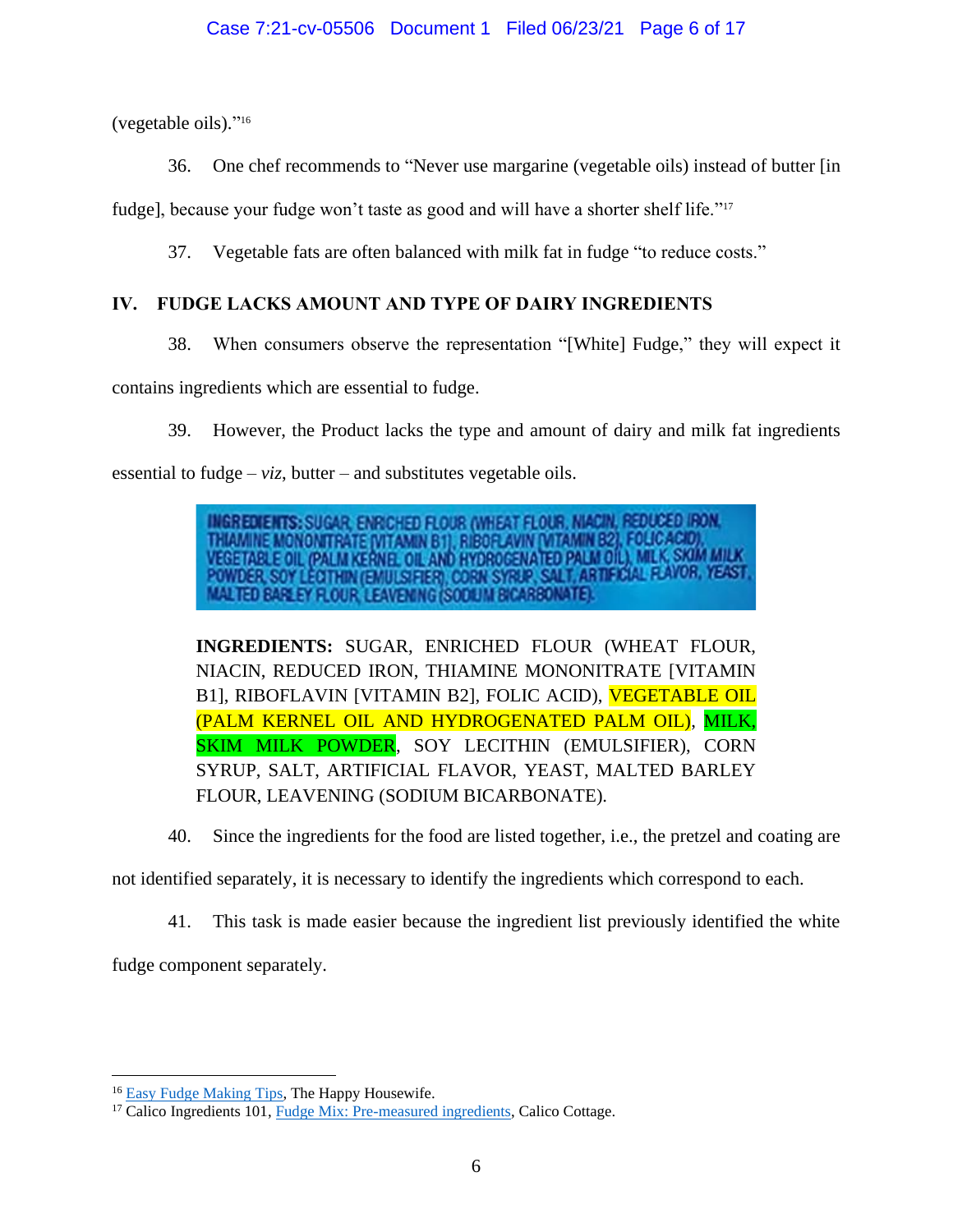(vegetable oils)."[16]

36. One chef recommends to "Never use margarine (vegetable oils) instead of butter [in fudge], because your fudge won't taste as good and will have a shorter shelf life."[17]

37. Vegetable fats are often balanced with milk fat in fudge "to reduce costs."

## IV. FUDGE LACKS AMOUNT AND TYPE OF DAIRY INGREDIENTS

38. When consumers observe the representation "[White] Fudge," they will expect it contains ingredients which are essential to fudge.

39. However, the Product lacks the type and amount of dairy and milk fat ingredients essential to fudge – *viz*, butter – and substitutes vegetable oils.

INGREDIENTS: SUGAR, ENRICHED FLOUR (WHEAT FLOUR, NIACIN, REDUCED IRON, THIAMINE MONONITRATE [VITAMIN B1], RIBOFLAVIN [VITAMIN B2], FOLIC ACID), VEGETABLE OIL (PALM KERNEL OIL AND HYDROGENATED PALM OIL), MILK, SKIM MILK POWDER, SOY LECITHIN (EMULSIFIER), CORN SYRUP, SALT, ARTIFICIAL FLAVOR, YEAST, MALTED BARLEY FLOUR, LEAVENING (SODIUM BICARBONATE).

> **INGREDIENTS:** SUGAR, ENRICHED FLOUR (WHEAT FLOUR, NIACIN, REDUCED IRON, THIAMINE MONONITRATE [VITAMIN B1], RIBOFLAVIN [VITAMIN B2], FOLIC ACID), VEGETABLE OIL (PALM KERNEL OIL AND HYDROGENATED PALM OIL), MILK, SKIM MILK POWDER, SOY LECITHIN (EMULSIFIER), CORN SYRUP, SALT, ARTIFICIAL FLAVOR, YEAST, MALTED BARLEY FLOUR, LEAVENING (SODIUM BICARBONATE).

40. Since the ingredients for the food are listed together, i.e., the pretzel and coating are not identified separately, it is necessary to identify the ingredients which correspond to each.

41. This task is made easier because the ingredient list previously identified the white fudge component separately.

---

[16] Easy Fudge Making Tips, The Happy Housewife.

[17] Calico Ingredients 101, Fudge Mix: Pre-measured ingredients, Calico Cottage.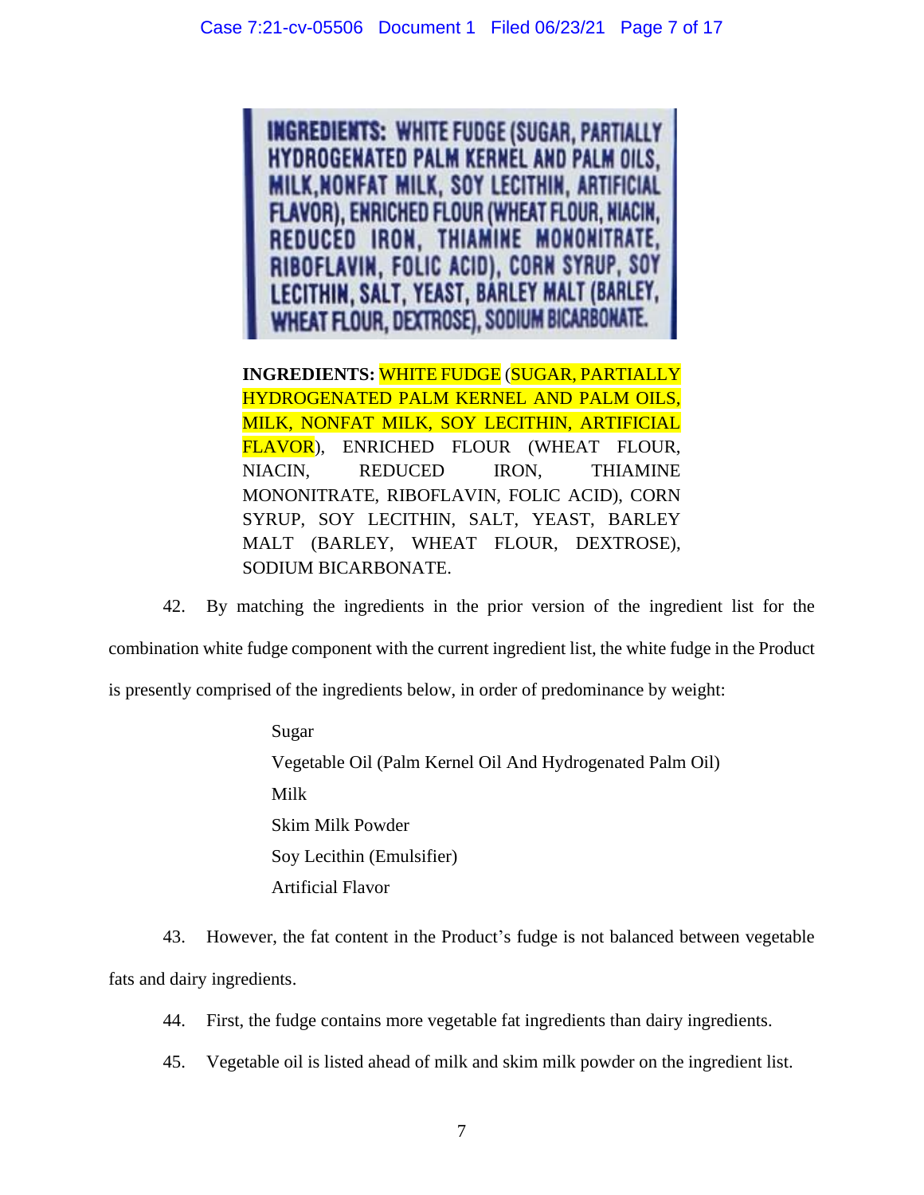INGREDIENTS: WHITE FUDGE (SUGAR, PARTIALLY HYDROGENATED PALM KERNEL AND PALM OILS, MILK,NONFAT MILK, SOY LECITHIN, ARTIFICIAL FLAVOR), ENRICHED FLOUR (WHEAT FLOUR, NIACIN, REDUCED IRON, THIAMINE MONONITRATE, RIBOFLAVIN, FOLIC ACID), CORN SYRUP, SOY LECITHIN, SALT, YEAST, BARLEY MALT (BARLEY, WHEAT FLOUR, DEXTROSE), SODIUM BICARBONATE.

**INGREDIENTS:** WHITE FUDGE (SUGAR, PARTIALLY HYDROGENATED PALM KERNEL AND PALM OILS, MILK, NONFAT MILK, SOY LECITHIN, ARTIFICIAL FLAVOR), ENRICHED FLOUR (WHEAT FLOUR, NIACIN, REDUCED IRON, THIAMINE MONONITRATE, RIBOFLAVIN, FOLIC ACID), CORN SYRUP, SOY LECITHIN, SALT, YEAST, BARLEY MALT (BARLEY, WHEAT FLOUR, DEXTROSE), SODIUM BICARBONATE.

42. By matching the ingredients in the prior version of the ingredient list for the combination white fudge component with the current ingredient list, the white fudge in the Product is presently comprised of the ingredients below, in order of predominance by weight:

Sugar
Vegetable Oil (Palm Kernel Oil And Hydrogenated Palm Oil)
Milk
Skim Milk Powder
Soy Lecithin (Emulsifier)
Artificial Flavor

43. However, the fat content in the Product's fudge is not balanced between vegetable fats and dairy ingredients.

44. First, the fudge contains more vegetable fat ingredients than dairy ingredients.

45. Vegetable oil is listed ahead of milk and skim milk powder on the ingredient list.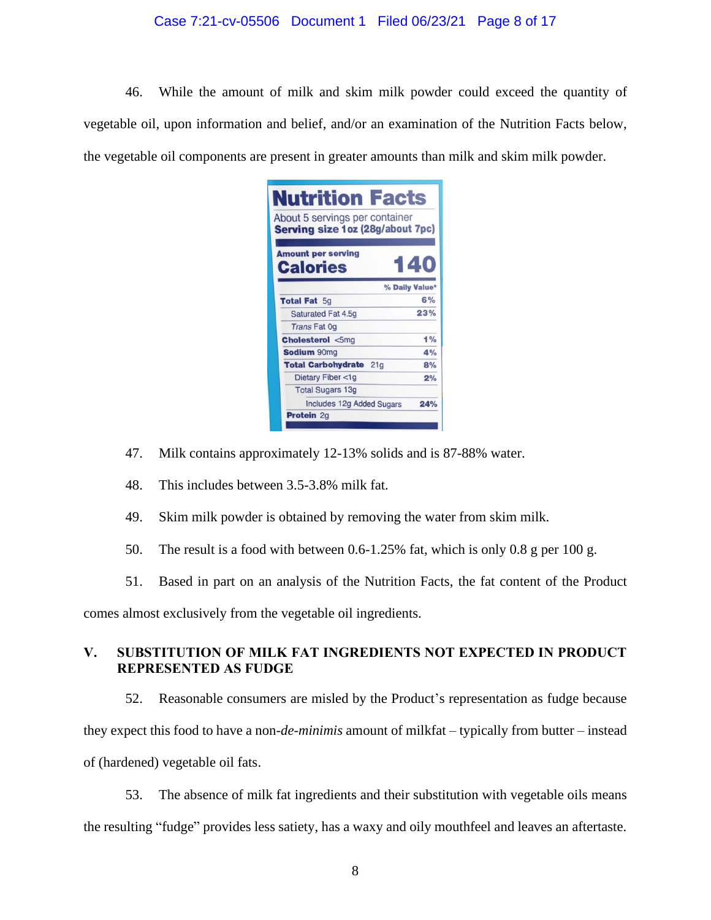46. While the amount of milk and skim milk powder could exceed the quantity of vegetable oil, upon information and belief, and/or an examination of the Nutrition Facts below, the vegetable oil components are present in greater amounts than milk and skim milk powder.

| **Nutrition Facts** | |
|---|---|
| About 5 servings per container | |
| **Serving size 1oz (28g/about 7pc)** | |
| **Amount per serving** | |
| **Calories** | **140** |
| | **% Daily Value*** |
| **Total Fat** 5g | **6%** |
| Saturated Fat 4.5g | **23%** |
| *Trans* Fat 0g | |
| **Cholesterol** <5mg | **1%** |
| **Sodium** 90mg | **4%** |
| **Total Carbohydrate** 21g | **8%** |
| Dietary Fiber <1g | **2%** |
| Total Sugars 13g | |
| Includes 12g Added Sugars | **24%** |
| **Protein** 2g | |

47. Milk contains approximately 12-13% solids and is 87-88% water.

48. This includes between 3.5-3.8% milk fat.

49. Skim milk powder is obtained by removing the water from skim milk.

50. The result is a food with between 0.6-1.25% fat, which is only 0.8 g per 100 g.

51. Based in part on an analysis of the Nutrition Facts, the fat content of the Product comes almost exclusively from the vegetable oil ingredients.

## V. SUBSTITUTION OF MILK FAT INGREDIENTS NOT EXPECTED IN PRODUCT REPRESENTED AS FUDGE

52. Reasonable consumers are misled by the Product's representation as fudge because they expect this food to have a non-*de-minimis* amount of milkfat – typically from butter – instead of (hardened) vegetable oil fats.

53. The absence of milk fat ingredients and their substitution with vegetable oils means the resulting "fudge" provides less satiety, has a waxy and oily mouthfeel and leaves an aftertaste.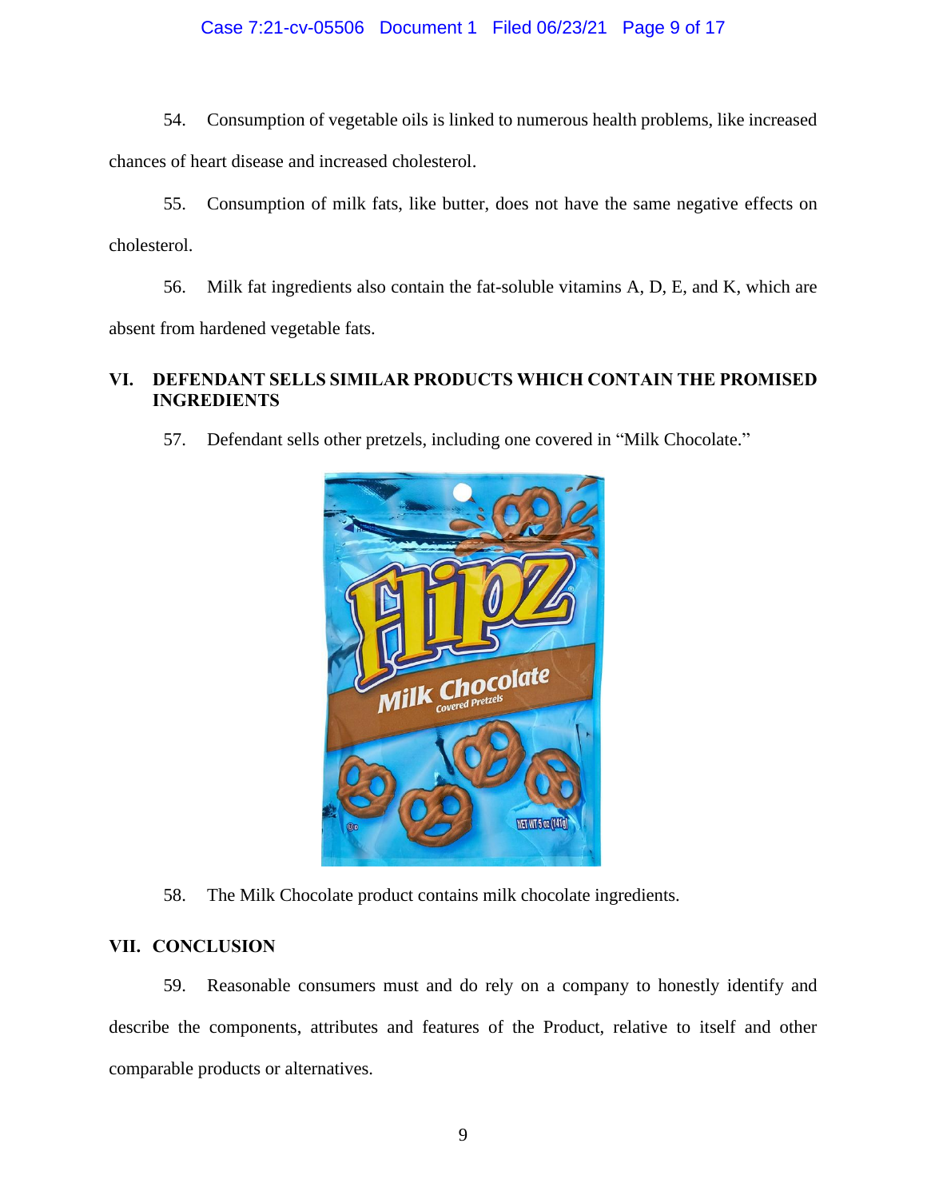54. Consumption of vegetable oils is linked to numerous health problems, like increased chances of heart disease and increased cholesterol.

55. Consumption of milk fats, like butter, does not have the same negative effects on cholesterol.

56. Milk fat ingredients also contain the fat-soluble vitamins A, D, E, and K, which are absent from hardened vegetable fats.

## VI. DEFENDANT SELLS SIMILAR PRODUCTS WHICH CONTAIN THE PROMISED INGREDIENTS

57. Defendant sells other pretzels, including one covered in "Milk Chocolate."

58. The Milk Chocolate product contains milk chocolate ingredients.

## VII. CONCLUSION

59. Reasonable consumers must and do rely on a company to honestly identify and describe the components, attributes and features of the Product, relative to itself and other comparable products or alternatives.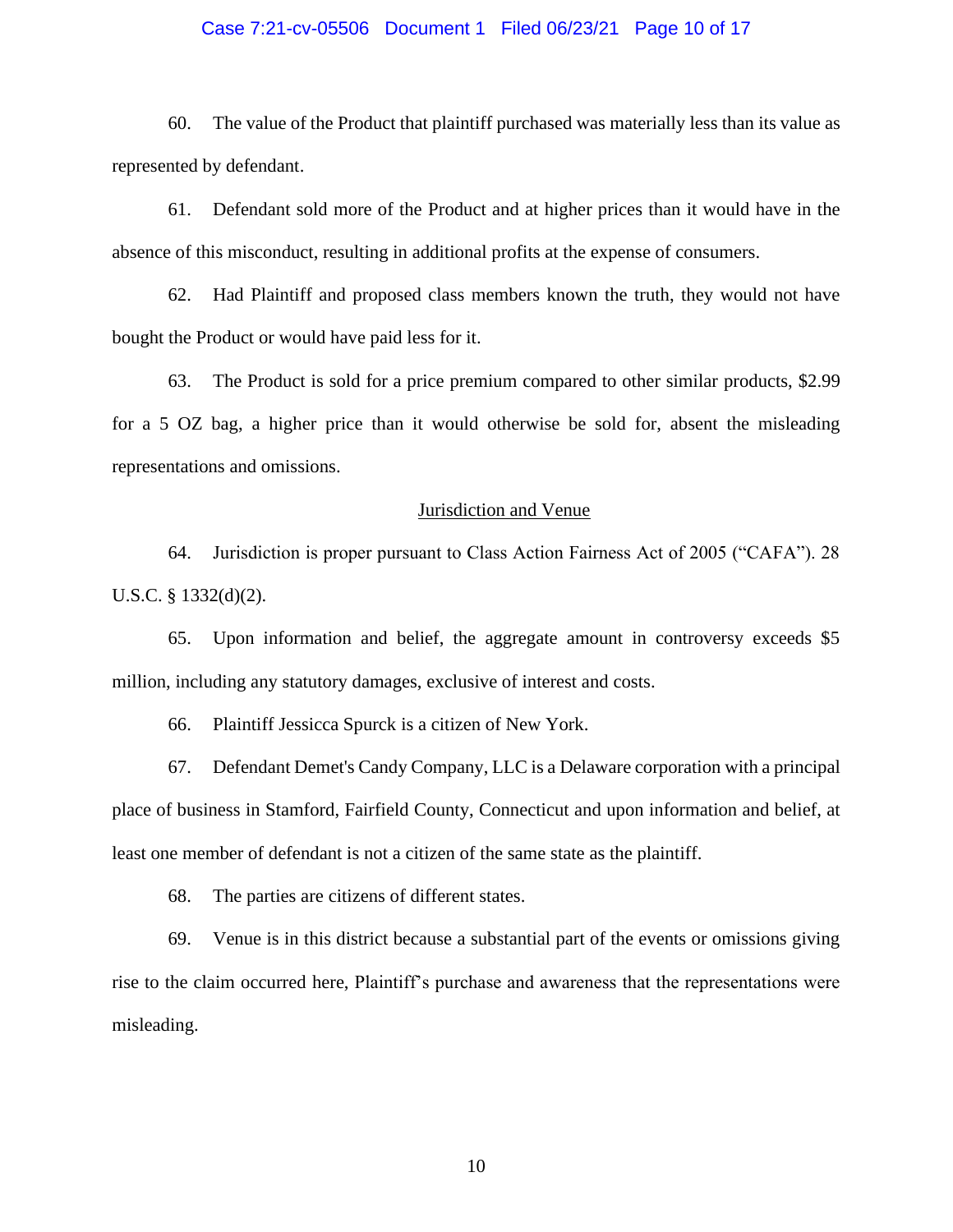60. The value of the Product that plaintiff purchased was materially less than its value as represented by defendant.

61. Defendant sold more of the Product and at higher prices than it would have in the absence of this misconduct, resulting in additional profits at the expense of consumers.

62. Had Plaintiff and proposed class members known the truth, they would not have bought the Product or would have paid less for it.

63. The Product is sold for a price premium compared to other similar products, $2.99 for a 5 OZ bag, a higher price than it would otherwise be sold for, absent the misleading representations and omissions.

## Jurisdiction and Venue

64. Jurisdiction is proper pursuant to Class Action Fairness Act of 2005 ("CAFA"). 28 U.S.C. § 1332(d)(2).

65. Upon information and belief, the aggregate amount in controversy exceeds $5 million, including any statutory damages, exclusive of interest and costs.

66. Plaintiff Jessicca Spurck is a citizen of New York.

67. Defendant Demet's Candy Company, LLC is a Delaware corporation with a principal place of business in Stamford, Fairfield County, Connecticut and upon information and belief, at least one member of defendant is not a citizen of the same state as the plaintiff.

68. The parties are citizens of different states.

69. Venue is in this district because a substantial part of the events or omissions giving rise to the claim occurred here, Plaintiff's purchase and awareness that the representations were misleading.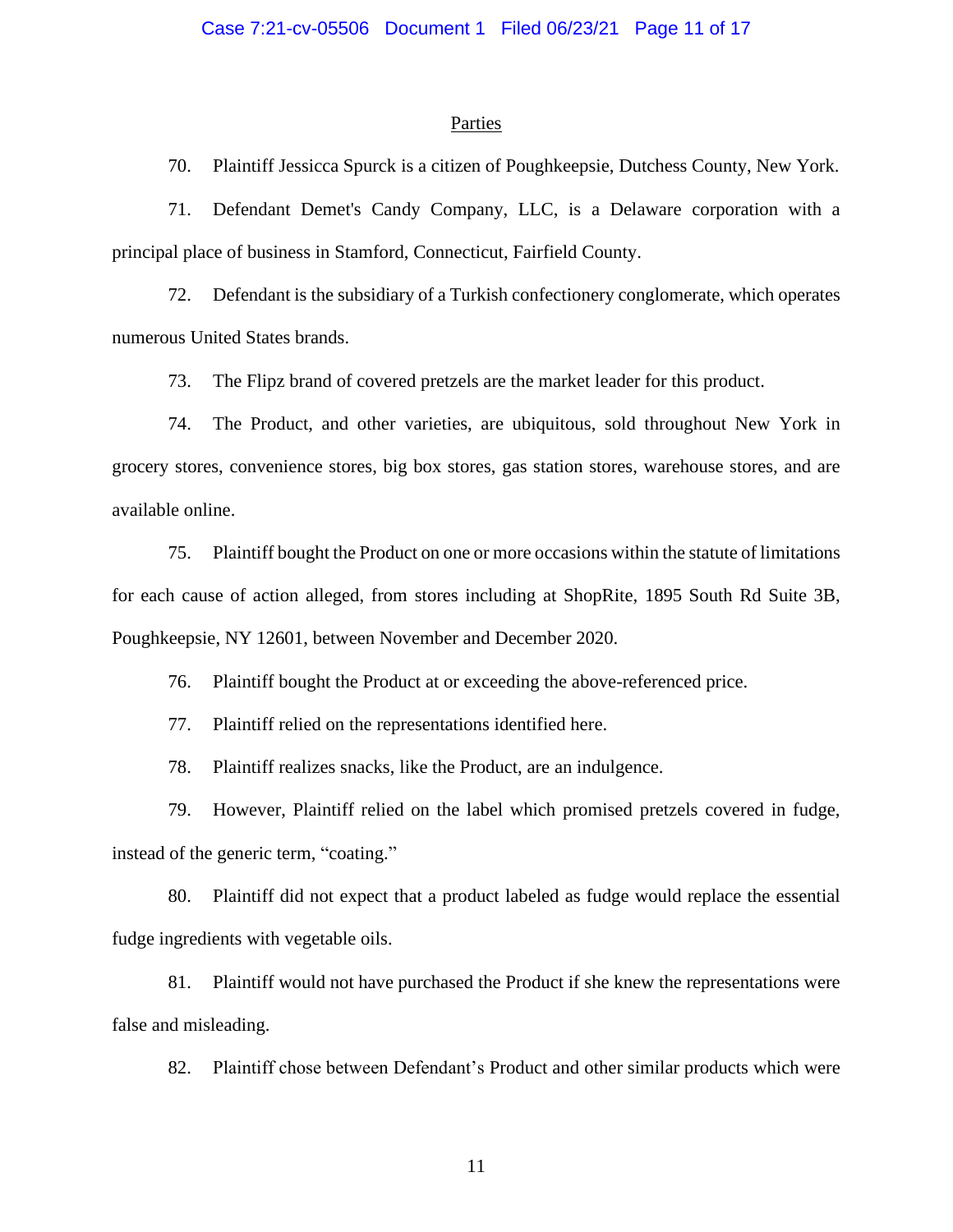## Parties

70. Plaintiff Jessicca Spurck is a citizen of Poughkeepsie, Dutchess County, New York.

71. Defendant Demet's Candy Company, LLC, is a Delaware corporation with a principal place of business in Stamford, Connecticut, Fairfield County.

72. Defendant is the subsidiary of a Turkish confectionery conglomerate, which operates numerous United States brands.

73. The Flipz brand of covered pretzels are the market leader for this product.

74. The Product, and other varieties, are ubiquitous, sold throughout New York in grocery stores, convenience stores, big box stores, gas station stores, warehouse stores, and are available online.

75. Plaintiff bought the Product on one or more occasions within the statute of limitations for each cause of action alleged, from stores including at ShopRite, 1895 South Rd Suite 3B, Poughkeepsie, NY 12601, between November and December 2020.

76. Plaintiff bought the Product at or exceeding the above-referenced price.

77. Plaintiff relied on the representations identified here.

78. Plaintiff realizes snacks, like the Product, are an indulgence.

79. However, Plaintiff relied on the label which promised pretzels covered in fudge, instead of the generic term, "coating."

80. Plaintiff did not expect that a product labeled as fudge would replace the essential fudge ingredients with vegetable oils.

81. Plaintiff would not have purchased the Product if she knew the representations were false and misleading.

82. Plaintiff chose between Defendant's Product and other similar products which were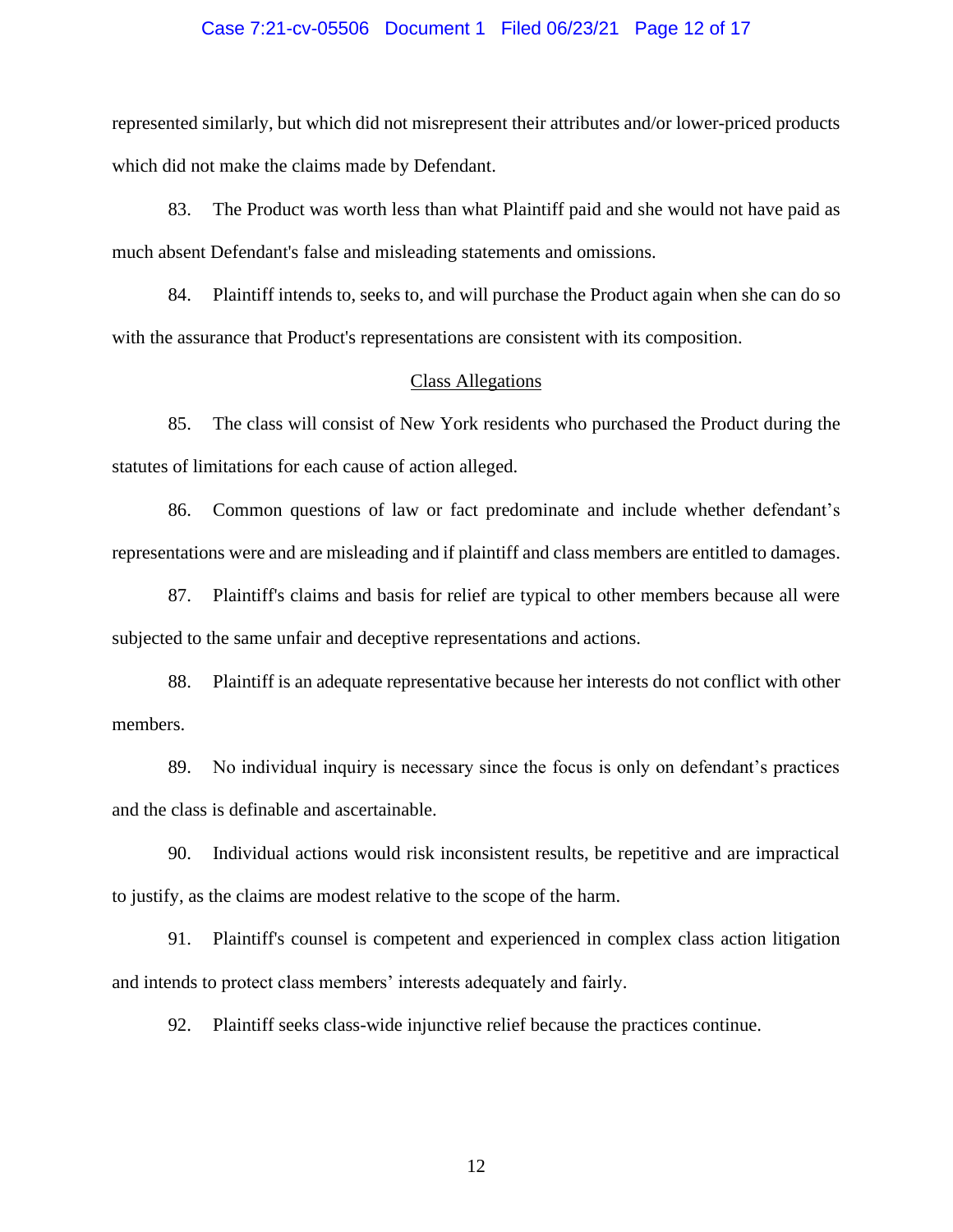represented similarly, but which did not misrepresent their attributes and/or lower-priced products which did not make the claims made by Defendant.

83. The Product was worth less than what Plaintiff paid and she would not have paid as much absent Defendant's false and misleading statements and omissions.

84. Plaintiff intends to, seeks to, and will purchase the Product again when she can do so with the assurance that Product's representations are consistent with its composition.

## Class Allegations

85. The class will consist of New York residents who purchased the Product during the statutes of limitations for each cause of action alleged.

86. Common questions of law or fact predominate and include whether defendant's representations were and are misleading and if plaintiff and class members are entitled to damages.

87. Plaintiff's claims and basis for relief are typical to other members because all were subjected to the same unfair and deceptive representations and actions.

88. Plaintiff is an adequate representative because her interests do not conflict with other members.

89. No individual inquiry is necessary since the focus is only on defendant's practices and the class is definable and ascertainable.

90. Individual actions would risk inconsistent results, be repetitive and are impractical to justify, as the claims are modest relative to the scope of the harm.

91. Plaintiff's counsel is competent and experienced in complex class action litigation and intends to protect class members' interests adequately and fairly.

92. Plaintiff seeks class-wide injunctive relief because the practices continue.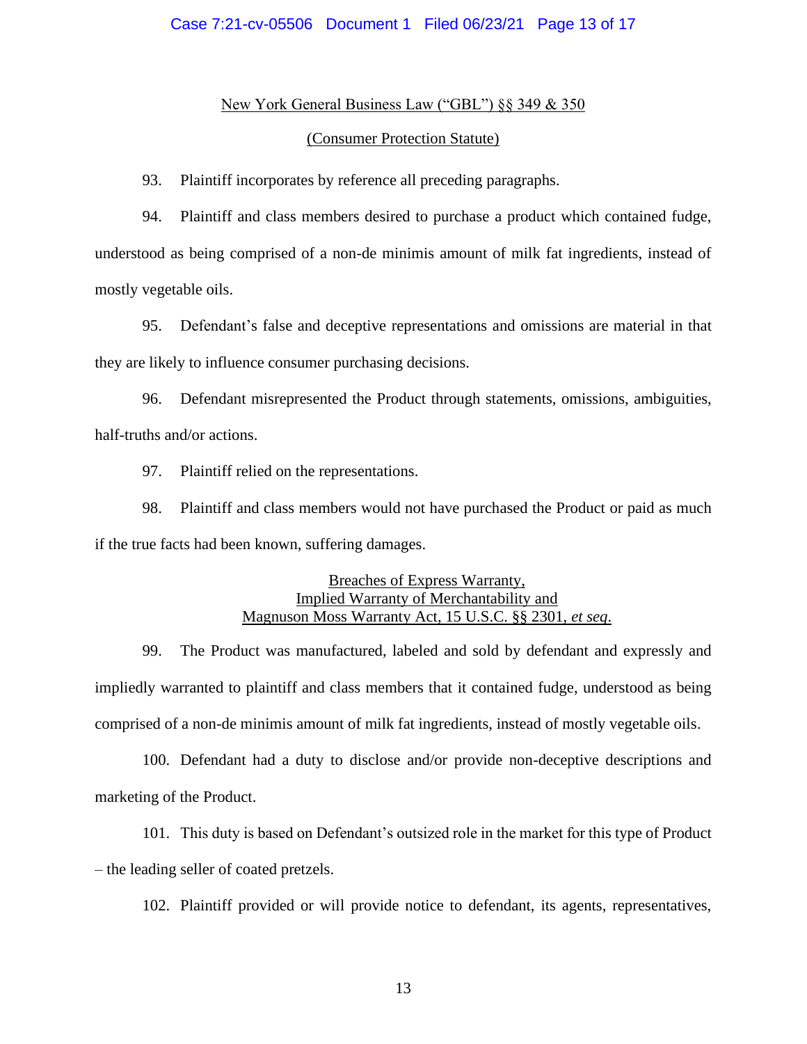New York General Business Law ("GBL") §§ 349 & 350

(Consumer Protection Statute)

93. Plaintiff incorporates by reference all preceding paragraphs.

94. Plaintiff and class members desired to purchase a product which contained fudge, understood as being comprised of a non-de minimis amount of milk fat ingredients, instead of mostly vegetable oils.

95. Defendant's false and deceptive representations and omissions are material in that they are likely to influence consumer purchasing decisions.

96. Defendant misrepresented the Product through statements, omissions, ambiguities, half-truths and/or actions.

97. Plaintiff relied on the representations.

98. Plaintiff and class members would not have purchased the Product or paid as much if the true facts had been known, suffering damages.

Breaches of Express Warranty,
Implied Warranty of Merchantability and
Magnuson Moss Warranty Act, 15 U.S.C. §§ 2301, *et seq*.

99. The Product was manufactured, labeled and sold by defendant and expressly and impliedly warranted to plaintiff and class members that it contained fudge, understood as being comprised of a non-de minimis amount of milk fat ingredients, instead of mostly vegetable oils.

100. Defendant had a duty to disclose and/or provide non-deceptive descriptions and marketing of the Product.

101. This duty is based on Defendant's outsized role in the market for this type of Product – the leading seller of coated pretzels.

102. Plaintiff provided or will provide notice to defendant, its agents, representatives,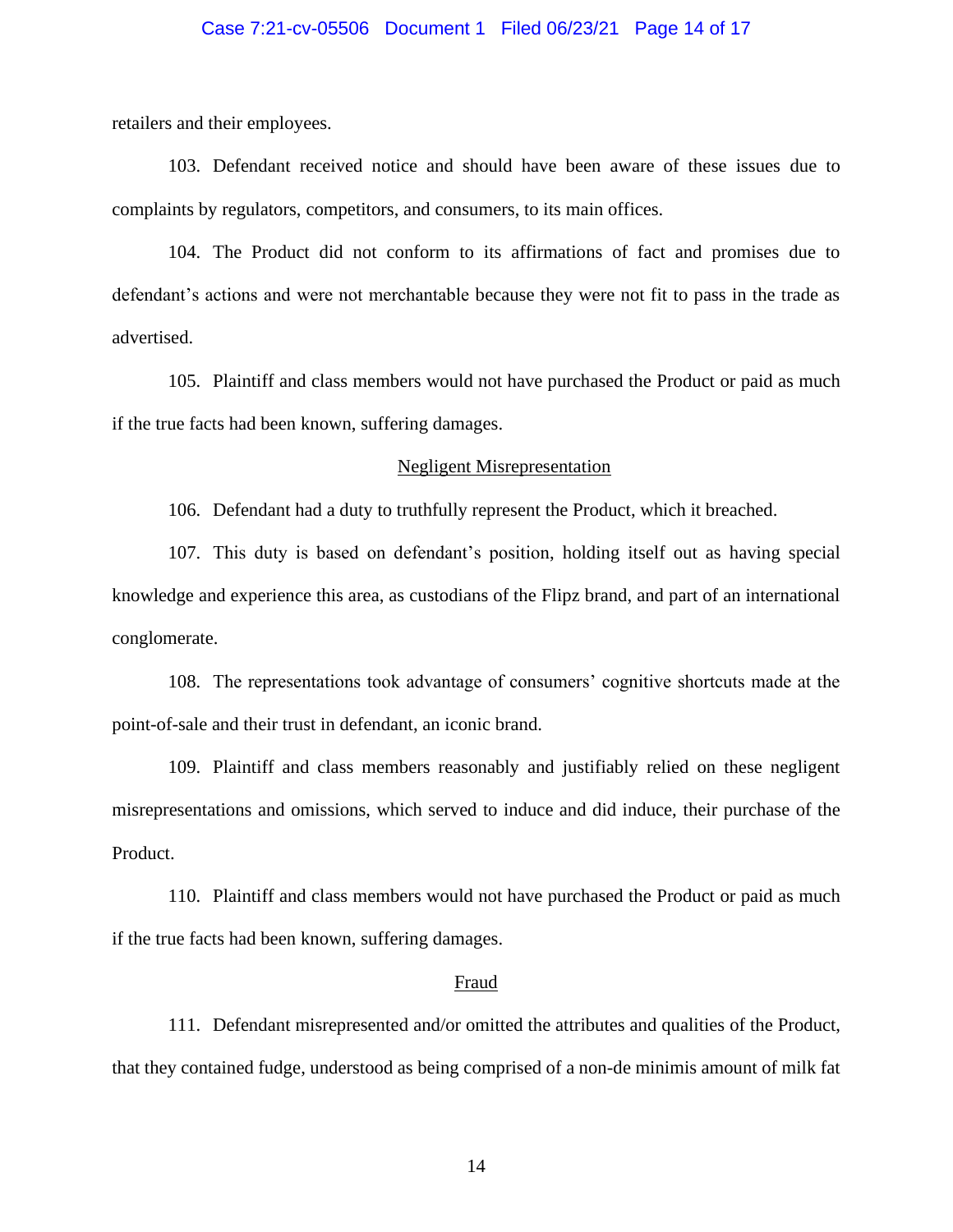retailers and their employees.

103. Defendant received notice and should have been aware of these issues due to complaints by regulators, competitors, and consumers, to its main offices.

104. The Product did not conform to its affirmations of fact and promises due to defendant's actions and were not merchantable because they were not fit to pass in the trade as advertised.

105. Plaintiff and class members would not have purchased the Product or paid as much if the true facts had been known, suffering damages.

## Negligent Misrepresentation

106. Defendant had a duty to truthfully represent the Product, which it breached.

107. This duty is based on defendant's position, holding itself out as having special knowledge and experience this area, as custodians of the Flipz brand, and part of an international conglomerate.

108. The representations took advantage of consumers' cognitive shortcuts made at the point-of-sale and their trust in defendant, an iconic brand.

109. Plaintiff and class members reasonably and justifiably relied on these negligent misrepresentations and omissions, which served to induce and did induce, their purchase of the Product.

110. Plaintiff and class members would not have purchased the Product or paid as much if the true facts had been known, suffering damages.

## Fraud

111. Defendant misrepresented and/or omitted the attributes and qualities of the Product, that they contained fudge, understood as being comprised of a non-de minimis amount of milk fat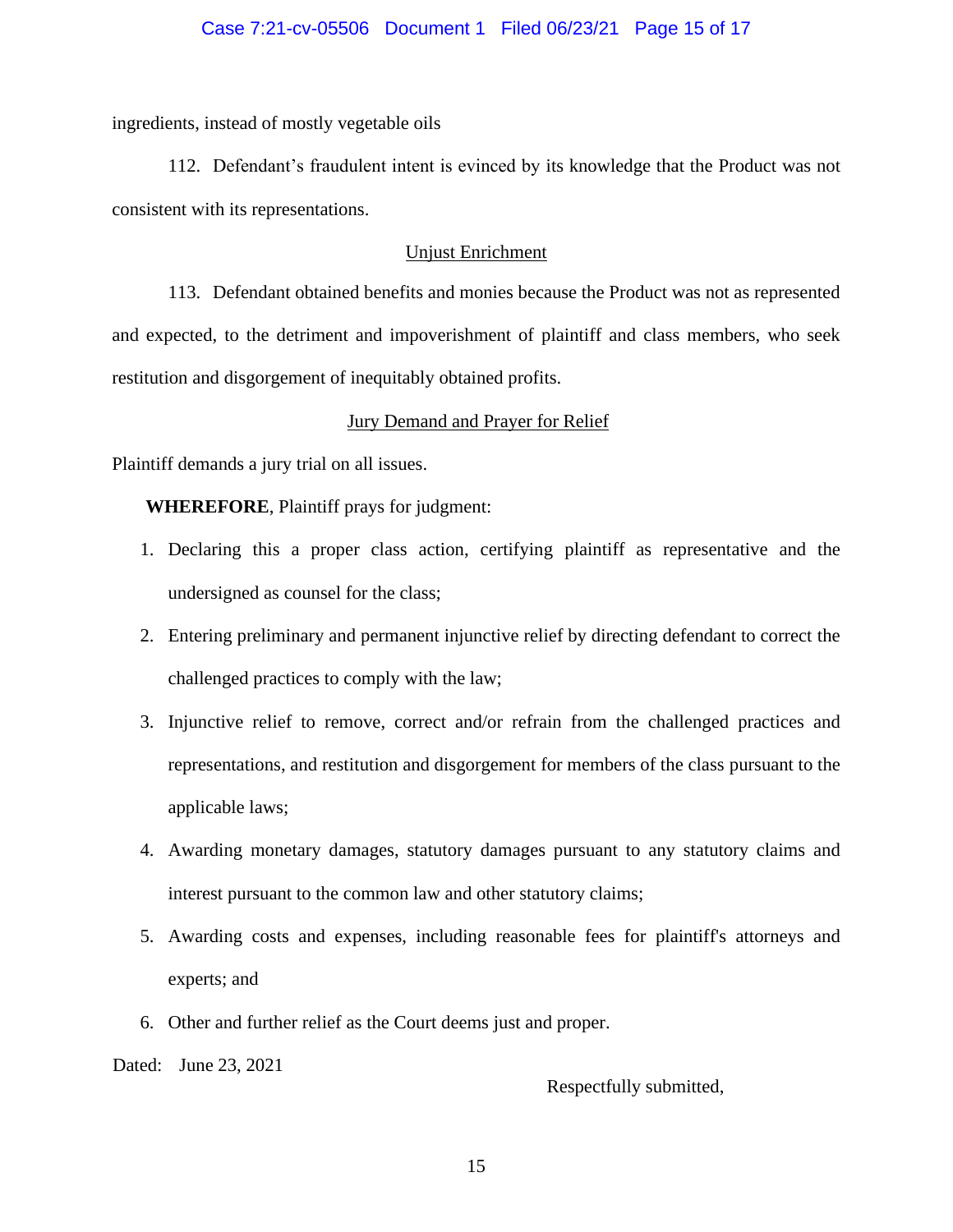ingredients, instead of mostly vegetable oils

112. Defendant's fraudulent intent is evinced by its knowledge that the Product was not consistent with its representations.

Unjust Enrichment

113. Defendant obtained benefits and monies because the Product was not as represented and expected, to the detriment and impoverishment of plaintiff and class members, who seek restitution and disgorgement of inequitably obtained profits.

Jury Demand and Prayer for Relief

Plaintiff demands a jury trial on all issues.

**WHEREFORE**, Plaintiff prays for judgment:

1. Declaring this a proper class action, certifying plaintiff as representative and the undersigned as counsel for the class;
2. Entering preliminary and permanent injunctive relief by directing defendant to correct the challenged practices to comply with the law;
3. Injunctive relief to remove, correct and/or refrain from the challenged practices and representations, and restitution and disgorgement for members of the class pursuant to the applicable laws;
4. Awarding monetary damages, statutory damages pursuant to any statutory claims and interest pursuant to the common law and other statutory claims;
5. Awarding costs and expenses, including reasonable fees for plaintiff's attorneys and experts; and
6. Other and further relief as the Court deems just and proper.

Dated: June 23, 2021

Respectfully submitted,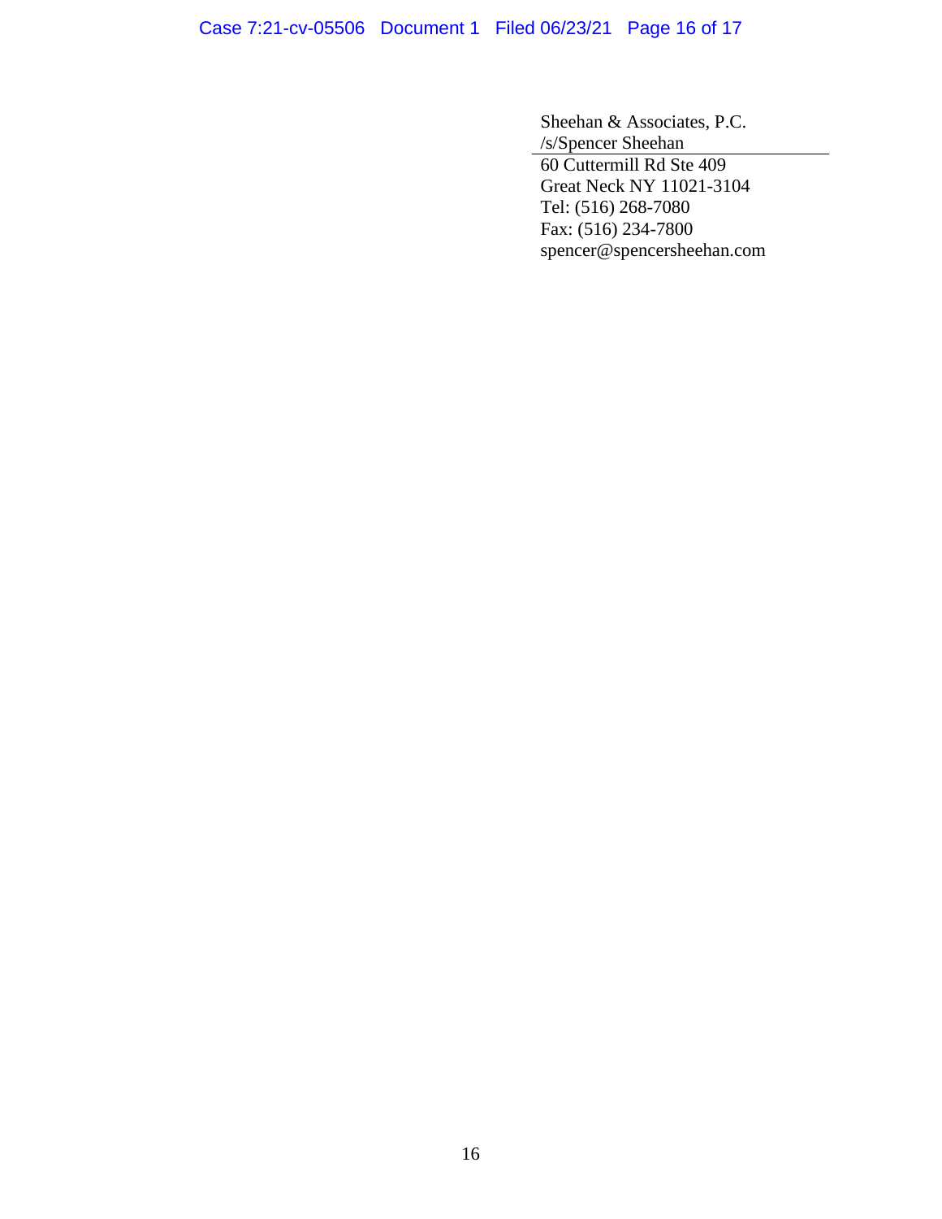Sheehan & Associates, P.C.
/s/Spencer Sheehan
60 Cuttermill Rd Ste 409
Great Neck NY 11021-3104
Tel: (516) 268-7080
Fax: (516) 234-7800
spencer@spencersheehan.com